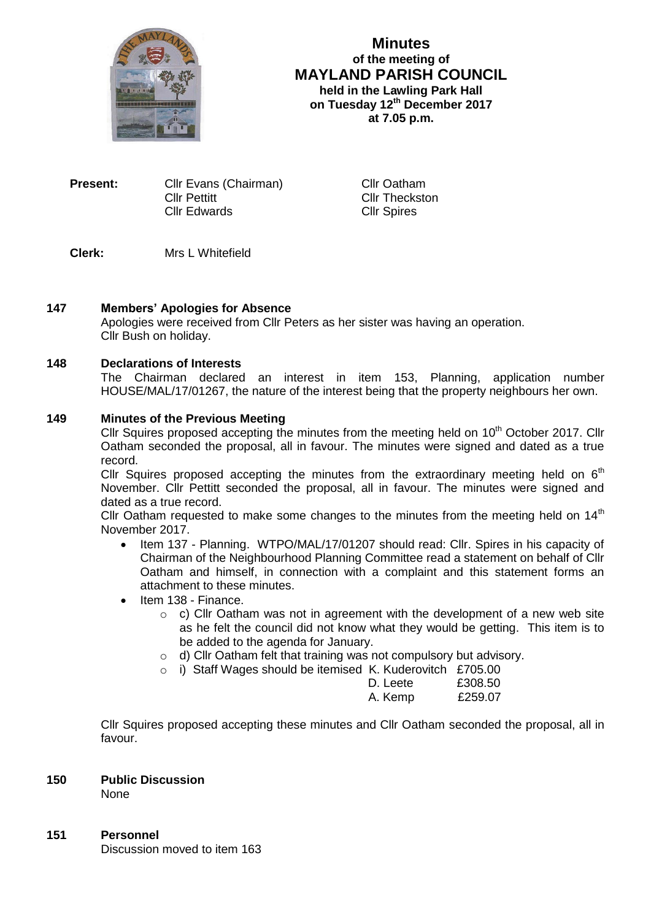# Minutes

**of the meeting of**

## MAYLAND PARISH COUNCIL

**held in the Lawling Park Hall**
**on Tuesday 12th December 2017**
**at 7.05 p.m.**

**Present:**

| | |
|---|---|
| Cllr Evans (Chairman) | Cllr Oatham |
| Cllr Pettitt | Cllr Theckston |
| Cllr Edwards | Cllr Spires |

**Clerk:** Mrs L Whitefield

### 147 Members' Apologies for Absence

Apologies were received from Cllr Peters as her sister was having an operation.
Cllr Bush on holiday.

### 148 Declarations of Interests

The Chairman declared an interest in item 153, Planning, application number HOUSE/MAL/17/01267, the nature of the interest being that the property neighbours her own.

### 149 Minutes of the Previous Meeting

Cllr Squires proposed accepting the minutes from the meeting held on 10th October 2017. Cllr Oatham seconded the proposal, all in favour. The minutes were signed and dated as a true record.

Cllr Squires proposed accepting the minutes from the extraordinary meeting held on 6th November. Cllr Pettitt seconded the proposal, all in favour. The minutes were signed and dated as a true record.

Cllr Oatham requested to make some changes to the minutes from the meeting held on 14th November 2017.

- Item 137 - Planning. WTPO/MAL/17/01207 should read: Cllr. Spires in his capacity of Chairman of the Neighbourhood Planning Committee read a statement on behalf of Cllr Oatham and himself, in connection with a complaint and this statement forms an attachment to these minutes.
- Item 138 - Finance.
  - c) Cllr Oatham was not in agreement with the development of a new web site as he felt the council did not know what they would be getting. This item is to be added to the agenda for January.
  - d) Cllr Oatham felt that training was not compulsory but advisory.
  - i) Staff Wages should be itemised

| | | |
|---|---|---|
| | K. Kuderovitch | £705.00 |
| | D. Leete | £308.50 |
| | A. Kemp | £259.07 |

Cllr Squires proposed accepting these minutes and Cllr Oatham seconded the proposal, all in favour.

### 150 Public Discussion

None

### 151 Personnel

Discussion moved to item 163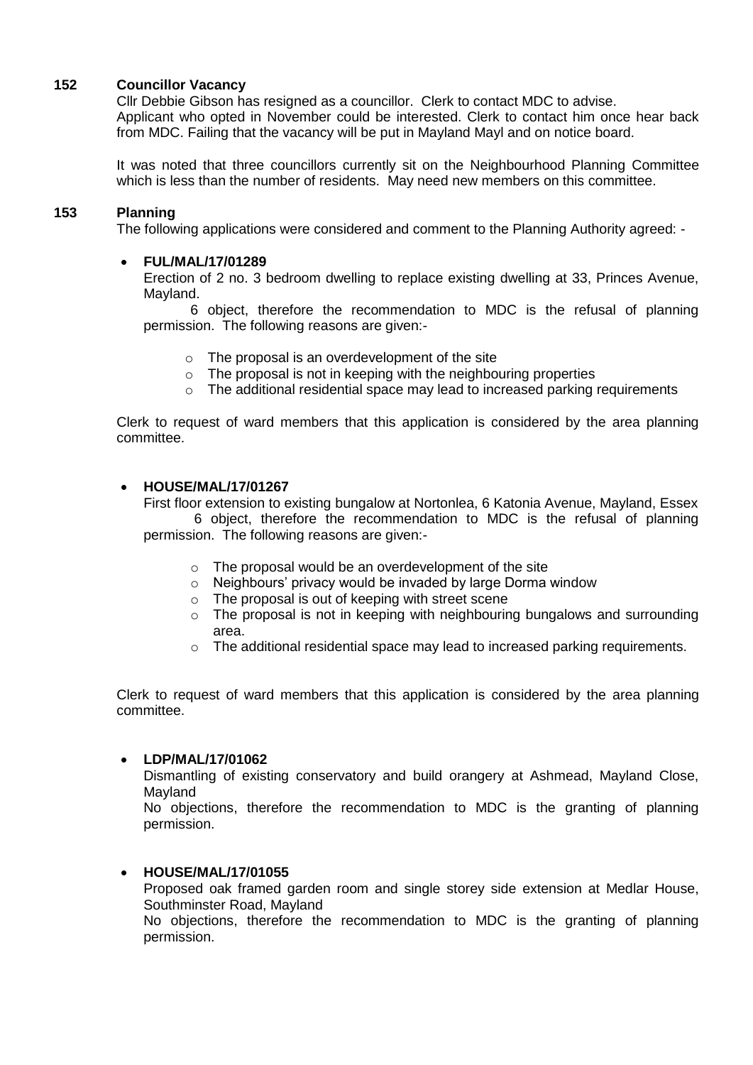**152 Councillor Vacancy**

Cllr Debbie Gibson has resigned as a councillor. Clerk to contact MDC to advise. Applicant who opted in November could be interested. Clerk to contact him once hear back from MDC. Failing that the vacancy will be put in Mayland Mayl and on notice board.

It was noted that three councillors currently sit on the Neighbourhood Planning Committee which is less than the number of residents. May need new members on this committee.

**153 Planning**

The following applications were considered and comment to the Planning Authority agreed: -

- **FUL/MAL/17/01289**

  Erection of 2 no. 3 bedroom dwelling to replace existing dwelling at 33, Princes Avenue, Mayland.

  6 object, therefore the recommendation to MDC is the refusal of planning permission. The following reasons are given:-

  - The proposal is an overdevelopment of the site
  - The proposal is not in keeping with the neighbouring properties
  - The additional residential space may lead to increased parking requirements

Clerk to request of ward members that this application is considered by the area planning committee.

- **HOUSE/MAL/17/01267**

  First floor extension to existing bungalow at Nortonlea, 6 Katonia Avenue, Mayland, Essex

  6 object, therefore the recommendation to MDC is the refusal of planning permission. The following reasons are given:-

  - The proposal would be an overdevelopment of the site
  - Neighbours' privacy would be invaded by large Dorma window
  - The proposal is out of keeping with street scene
  - The proposal is not in keeping with neighbouring bungalows and surrounding area.
  - The additional residential space may lead to increased parking requirements.

Clerk to request of ward members that this application is considered by the area planning committee.

- **LDP/MAL/17/01062**

  Dismantling of existing conservatory and build orangery at Ashmead, Mayland Close, Mayland

  No objections, therefore the recommendation to MDC is the granting of planning permission.

- **HOUSE/MAL/17/01055**

  Proposed oak framed garden room and single storey side extension at Medlar House, Southminster Road, Mayland

  No objections, therefore the recommendation to MDC is the granting of planning permission.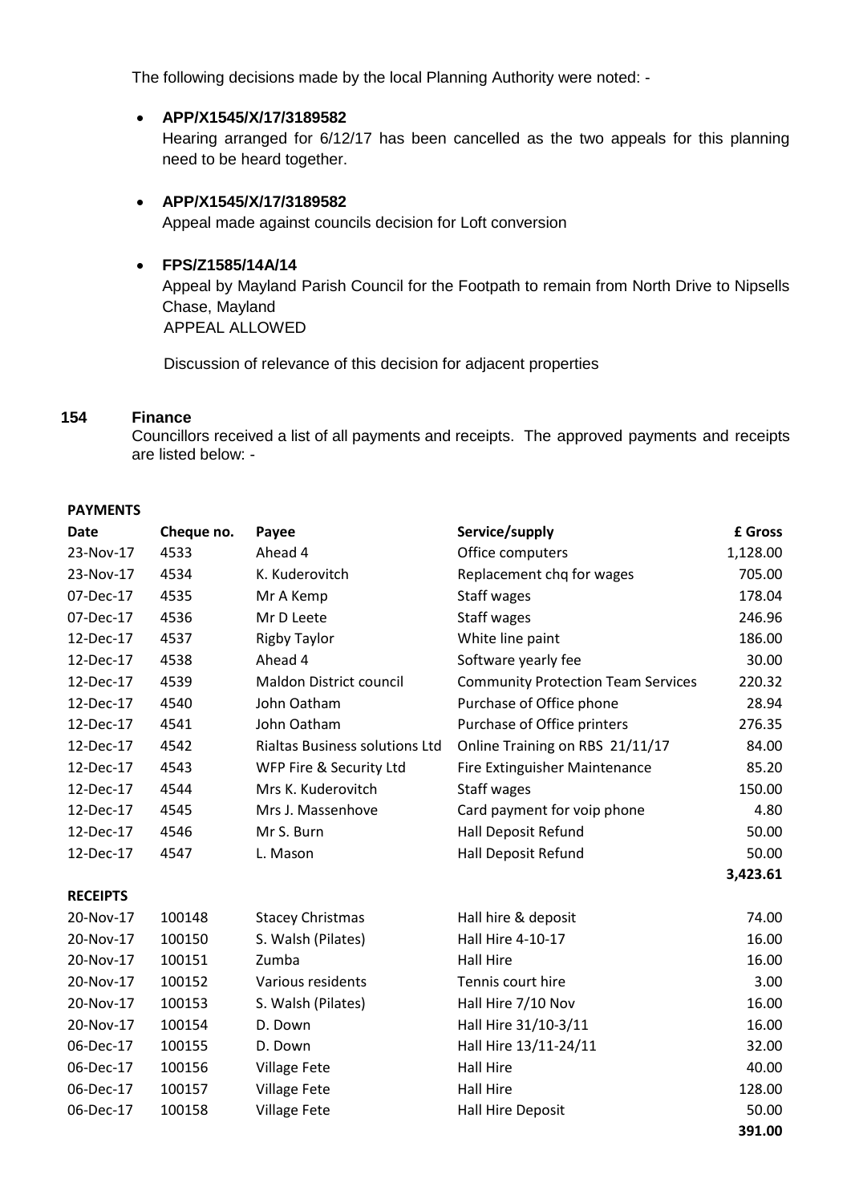The following decisions made by the local Planning Authority were noted: -

- **APP/X1545/X/17/3189582**
  Hearing arranged for 6/12/17 has been cancelled as the two appeals for this planning need to be heard together.

- **APP/X1545/X/17/3189582**
  Appeal made against councils decision for Loft conversion

- **FPS/Z1585/14A/14**
  Appeal by Mayland Parish Council for the Footpath to remain from North Drive to Nipsells Chase, Mayland
  APPEAL ALLOWED

  Discussion of relevance of this decision for adjacent properties

## 154 Finance

Councillors received a list of all payments and receipts. The approved payments and receipts are listed below: -

**PAYMENTS**

| Date | Cheque no. | Payee | Service/supply | £ Gross |
|---|---|---|---|---|
| 23-Nov-17 | 4533 | Ahead 4 | Office computers | 1,128.00 |
| 23-Nov-17 | 4534 | K. Kuderovitch | Replacement chq for wages | 705.00 |
| 07-Dec-17 | 4535 | Mr A Kemp | Staff wages | 178.04 |
| 07-Dec-17 | 4536 | Mr D Leete | Staff wages | 246.96 |
| 12-Dec-17 | 4537 | Rigby Taylor | White line paint | 186.00 |
| 12-Dec-17 | 4538 | Ahead 4 | Software yearly fee | 30.00 |
| 12-Dec-17 | 4539 | Maldon District council | Community Protection Team Services | 220.32 |
| 12-Dec-17 | 4540 | John Oatham | Purchase of Office phone | 28.94 |
| 12-Dec-17 | 4541 | John Oatham | Purchase of Office printers | 276.35 |
| 12-Dec-17 | 4542 | Rialtas Business solutions Ltd | Online Training on RBS 21/11/17 | 84.00 |
| 12-Dec-17 | 4543 | WFP Fire & Security Ltd | Fire Extinguisher Maintenance | 85.20 |
| 12-Dec-17 | 4544 | Mrs K. Kuderovitch | Staff wages | 150.00 |
| 12-Dec-17 | 4545 | Mrs J. Massenhove | Card payment for voip phone | 4.80 |
| 12-Dec-17 | 4546 | Mr S. Burn | Hall Deposit Refund | 50.00 |
| 12-Dec-17 | 4547 | L. Mason | Hall Deposit Refund | 50.00 |
| | | | | **3,423.61** |

**RECEIPTS**

| Date | Receipt no. | Payer | Description | £ Gross |
|---|---|---|---|---|
| 20-Nov-17 | 100148 | Stacey Christmas | Hall hire & deposit | 74.00 |
| 20-Nov-17 | 100150 | S. Walsh (Pilates) | Hall Hire 4-10-17 | 16.00 |
| 20-Nov-17 | 100151 | Zumba | Hall Hire | 16.00 |
| 20-Nov-17 | 100152 | Various residents | Tennis court hire | 3.00 |
| 20-Nov-17 | 100153 | S. Walsh (Pilates) | Hall Hire 7/10 Nov | 16.00 |
| 20-Nov-17 | 100154 | D. Down | Hall Hire 31/10-3/11 | 16.00 |
| 06-Dec-17 | 100155 | D. Down | Hall Hire 13/11-24/11 | 32.00 |
| 06-Dec-17 | 100156 | Village Fete | Hall Hire | 40.00 |
| 06-Dec-17 | 100157 | Village Fete | Hall Hire | 128.00 |
| 06-Dec-17 | 100158 | Village Fete | Hall Hire Deposit | 50.00 |
| | | | | **391.00** |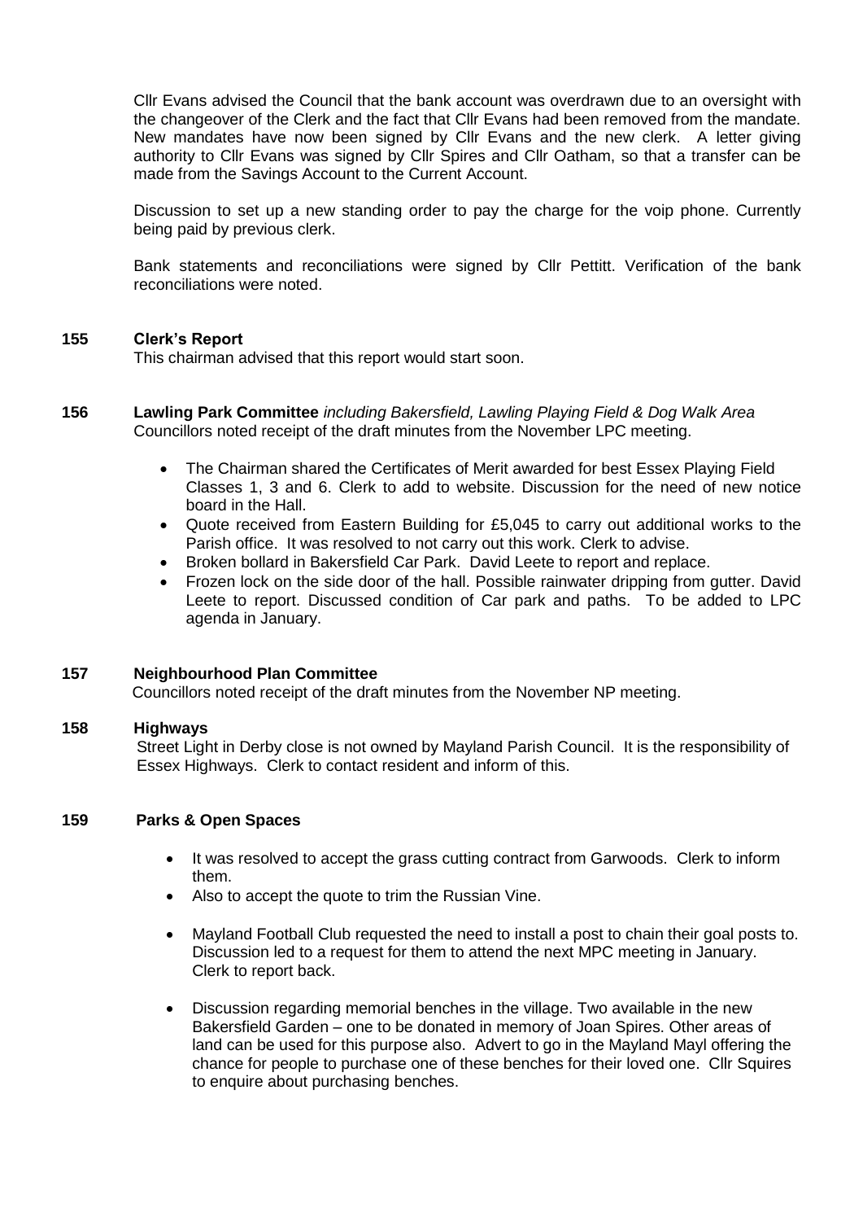Cllr Evans advised the Council that the bank account was overdrawn due to an oversight with the changeover of the Clerk and the fact that Cllr Evans had been removed from the mandate. New mandates have now been signed by Cllr Evans and the new clerk. A letter giving authority to Cllr Evans was signed by Cllr Spires and Cllr Oatham, so that a transfer can be made from the Savings Account to the Current Account.

Discussion to set up a new standing order to pay the charge for the voip phone. Currently being paid by previous clerk.

Bank statements and reconciliations were signed by Cllr Pettitt. Verification of the bank reconciliations were noted.

**155 Clerk's Report**

This chairman advised that this report would start soon.

**156 Lawling Park Committee** *including Bakersfield, Lawling Playing Field & Dog Walk Area*

Councillors noted receipt of the draft minutes from the November LPC meeting.

- The Chairman shared the Certificates of Merit awarded for best Essex Playing Field Classes 1, 3 and 6. Clerk to add to website. Discussion for the need of new notice board in the Hall.
- Quote received from Eastern Building for £5,045 to carry out additional works to the Parish office. It was resolved to not carry out this work. Clerk to advise.
- Broken bollard in Bakersfield Car Park. David Leete to report and replace.
- Frozen lock on the side door of the hall. Possible rainwater dripping from gutter. David Leete to report. Discussed condition of Car park and paths. To be added to LPC agenda in January.

**157 Neighbourhood Plan Committee**

Councillors noted receipt of the draft minutes from the November NP meeting.

**158 Highways**

Street Light in Derby close is not owned by Mayland Parish Council. It is the responsibility of Essex Highways. Clerk to contact resident and inform of this.

**159 Parks & Open Spaces**

- It was resolved to accept the grass cutting contract from Garwoods. Clerk to inform them.
- Also to accept the quote to trim the Russian Vine.
- Mayland Football Club requested the need to install a post to chain their goal posts to. Discussion led to a request for them to attend the next MPC meeting in January. Clerk to report back.
- Discussion regarding memorial benches in the village. Two available in the new Bakersfield Garden – one to be donated in memory of Joan Spires. Other areas of land can be used for this purpose also. Advert to go in the Mayland Mayl offering the chance for people to purchase one of these benches for their loved one. Cllr Squires to enquire about purchasing benches.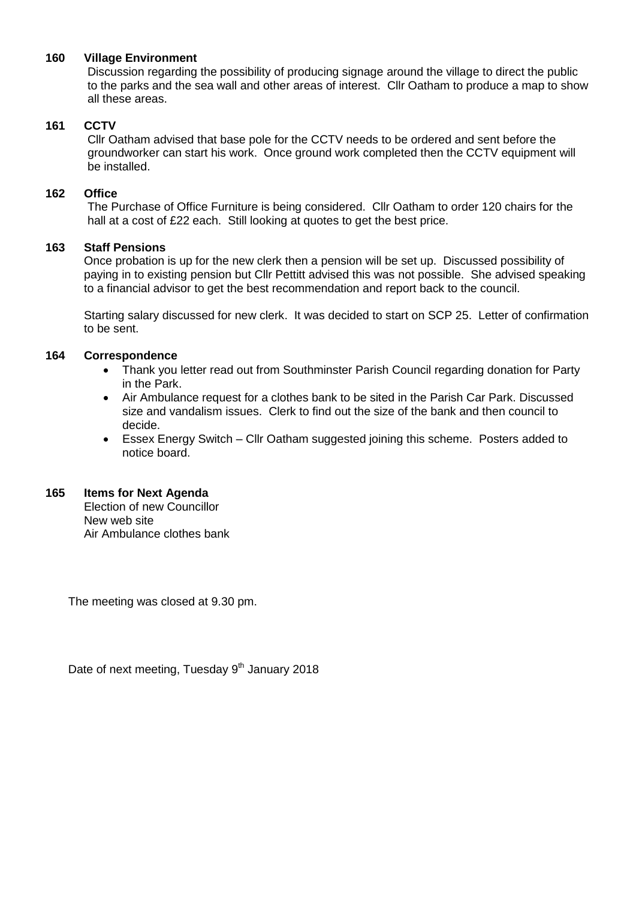## 160 Village Environment

Discussion regarding the possibility of producing signage around the village to direct the public to the parks and the sea wall and other areas of interest. Cllr Oatham to produce a map to show all these areas.

## 161 CCTV

Cllr Oatham advised that base pole for the CCTV needs to be ordered and sent before the groundworker can start his work. Once ground work completed then the CCTV equipment will be installed.

## 162 Office

The Purchase of Office Furniture is being considered. Cllr Oatham to order 120 chairs for the hall at a cost of £22 each. Still looking at quotes to get the best price.

## 163 Staff Pensions

Once probation is up for the new clerk then a pension will be set up. Discussed possibility of paying in to existing pension but Cllr Pettitt advised this was not possible. She advised speaking to a financial advisor to get the best recommendation and report back to the council.

Starting salary discussed for new clerk. It was decided to start on SCP 25. Letter of confirmation to be sent.

## 164 Correspondence

- Thank you letter read out from Southminster Parish Council regarding donation for Party in the Park.
- Air Ambulance request for a clothes bank to be sited in the Parish Car Park. Discussed size and vandalism issues. Clerk to find out the size of the bank and then council to decide.
- Essex Energy Switch – Cllr Oatham suggested joining this scheme. Posters added to notice board.

## 165 Items for Next Agenda

Election of new Councillor
New web site
Air Ambulance clothes bank

The meeting was closed at 9.30 pm.

Date of next meeting, Tuesday 9th January 2018